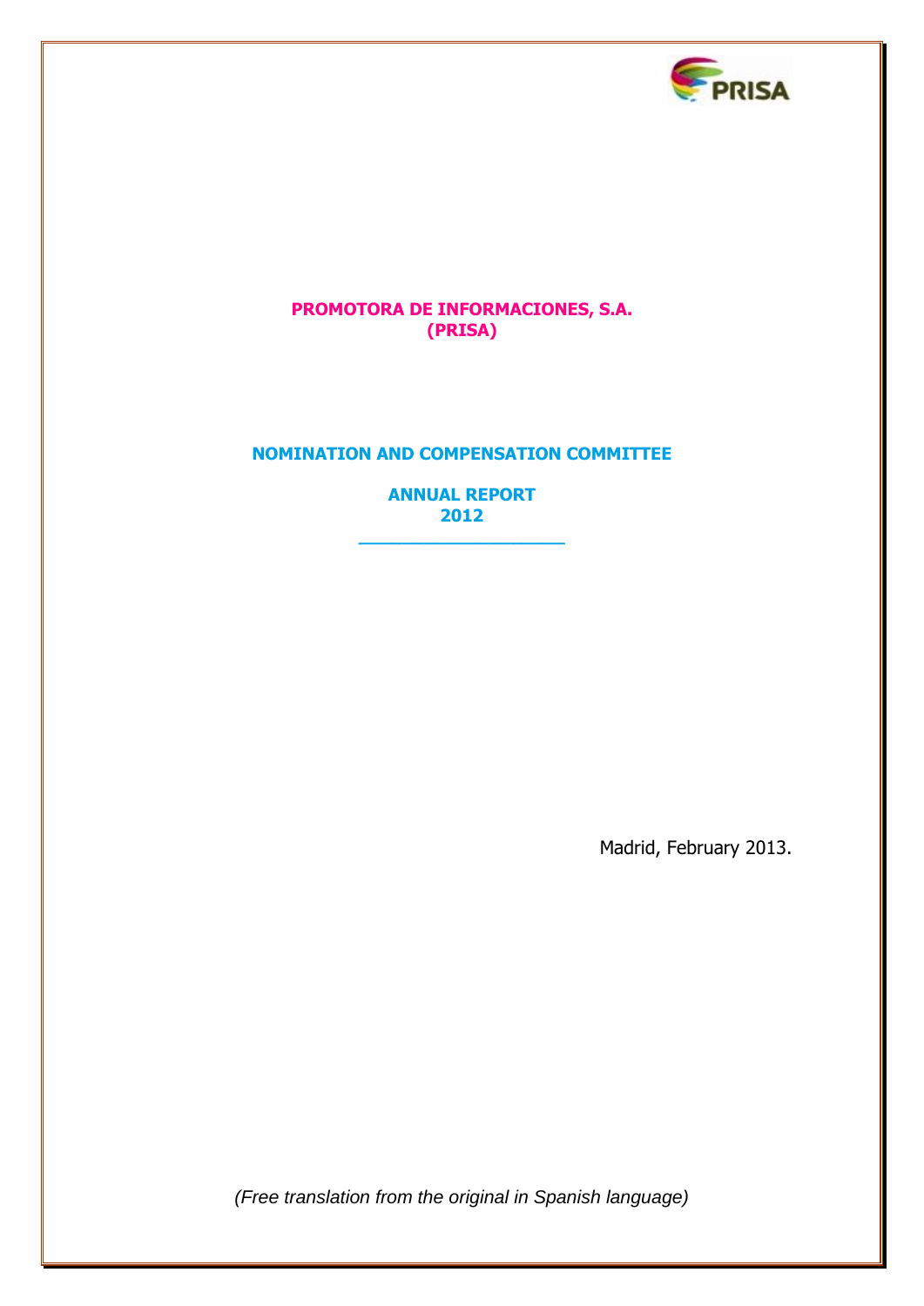# PROMOTORA DE INFORMACIONES, S.A.
# (PRISA)

## NOMINATION AND COMPENSATION COMMITTEE

## ANNUAL REPORT
## 2012

---

Madrid, February 2013.

*(Free translation from the original in Spanish language)*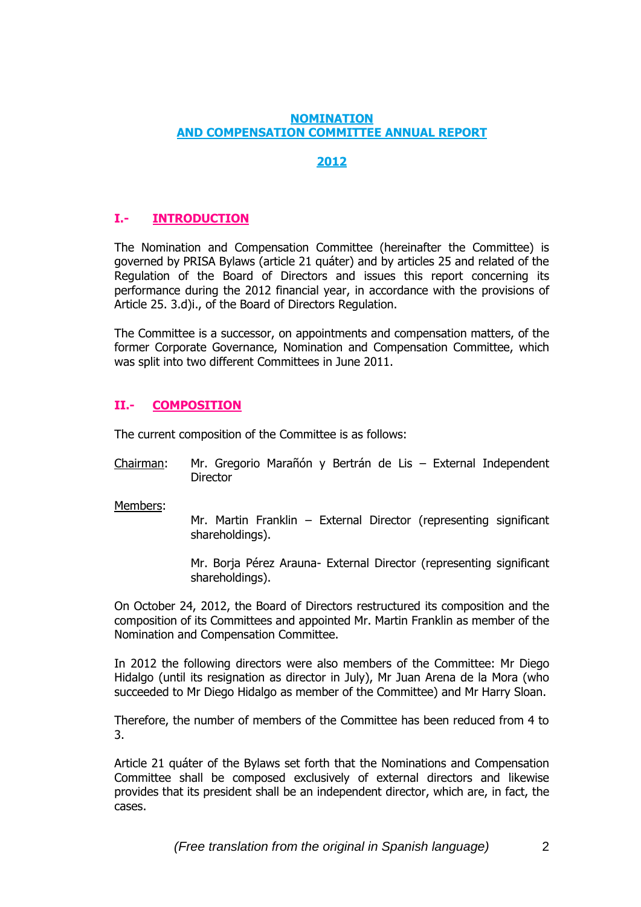# NOMINATION AND COMPENSATION COMMITTEE ANNUAL REPORT

# 2012

## I.- INTRODUCTION

The Nomination and Compensation Committee (hereinafter the Committee) is governed by PRISA Bylaws (article 21 quáter) and by articles 25 and related of the Regulation of the Board of Directors and issues this report concerning its performance during the 2012 financial year, in accordance with the provisions of Article 25. 3.d)i., of the Board of Directors Regulation.

The Committee is a successor, on appointments and compensation matters, of the former Corporate Governance, Nomination and Compensation Committee, which was split into two different Committees in June 2011.

## II.- COMPOSITION

The current composition of the Committee is as follows:

Chairman: Mr. Gregorio Marañón y Bertrán de Lis – External Independent Director

Members:

Mr. Martin Franklin – External Director (representing significant shareholdings).

Mr. Borja Pérez Arauna- External Director (representing significant shareholdings).

On October 24, 2012, the Board of Directors restructured its composition and the composition of its Committees and appointed Mr. Martin Franklin as member of the Nomination and Compensation Committee.

In 2012 the following directors were also members of the Committee: Mr Diego Hidalgo (until its resignation as director in July), Mr Juan Arena de la Mora (who succeeded to Mr Diego Hidalgo as member of the Committee) and Mr Harry Sloan.

Therefore, the number of members of the Committee has been reduced from 4 to 3.

Article 21 quáter of the Bylaws set forth that the Nominations and Compensation Committee shall be composed exclusively of external directors and likewise provides that its president shall be an independent director, which are, in fact, the cases.

*(Free translation from the original in Spanish language)*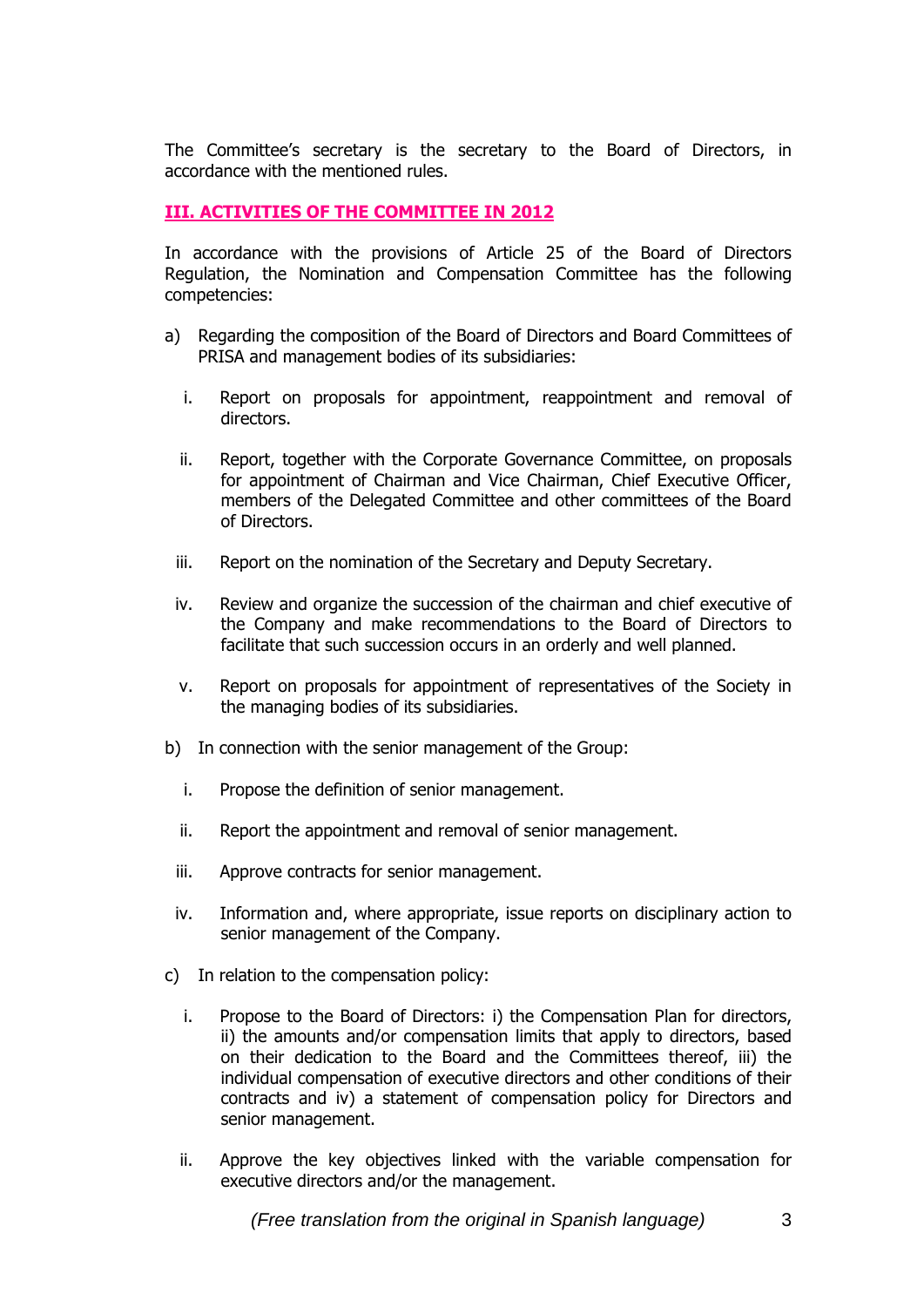The Committee's secretary is the secretary to the Board of Directors, in accordance with the mentioned rules.

## III. ACTIVITIES OF THE COMMITTEE IN 2012

In accordance with the provisions of Article 25 of the Board of Directors Regulation, the Nomination and Compensation Committee has the following competencies:

a) Regarding the composition of the Board of Directors and Board Committees of PRISA and management bodies of its subsidiaries:

   i. Report on proposals for appointment, reappointment and removal of directors.

   ii. Report, together with the Corporate Governance Committee, on proposals for appointment of Chairman and Vice Chairman, Chief Executive Officer, members of the Delegated Committee and other committees of the Board of Directors.

   iii. Report on the nomination of the Secretary and Deputy Secretary.

   iv. Review and organize the succession of the chairman and chief executive of the Company and make recommendations to the Board of Directors to facilitate that such succession occurs in an orderly and well planned.

   v. Report on proposals for appointment of representatives of the Society in the managing bodies of its subsidiaries.

b) In connection with the senior management of the Group:

   i. Propose the definition of senior management.

   ii. Report the appointment and removal of senior management.

   iii. Approve contracts for senior management.

   iv. Information and, where appropriate, issue reports on disciplinary action to senior management of the Company.

c) In relation to the compensation policy:

   i. Propose to the Board of Directors: i) the Compensation Plan for directors, ii) the amounts and/or compensation limits that apply to directors, based on their dedication to the Board and the Committees thereof, iii) the individual compensation of executive directors and other conditions of their contracts and iv) a statement of compensation policy for Directors and senior management.

   ii. Approve the key objectives linked with the variable compensation for executive directors and/or the management.

*(Free translation from the original in Spanish language)*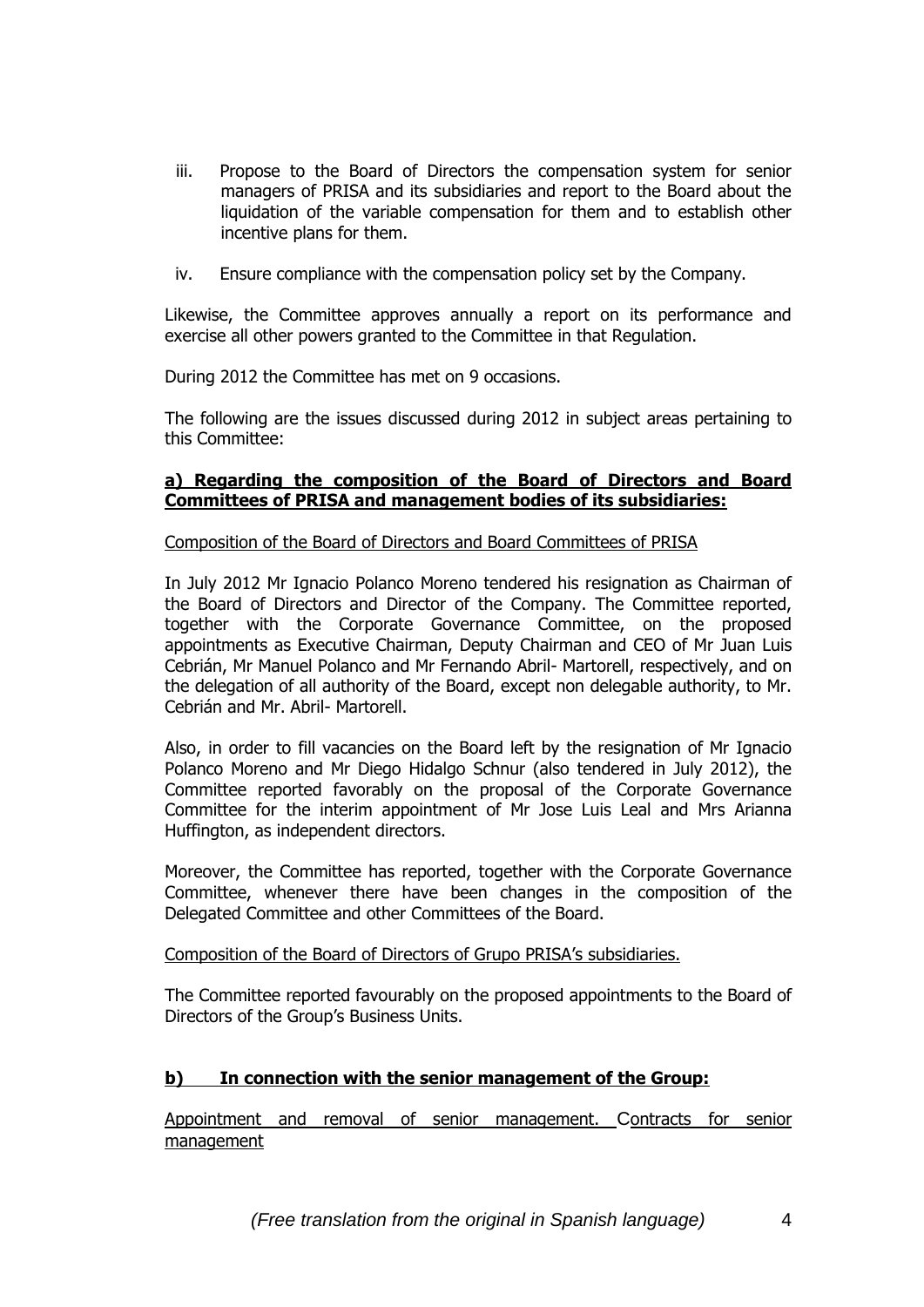iii. Propose to the Board of Directors the compensation system for senior managers of PRISA and its subsidiaries and report to the Board about the liquidation of the variable compensation for them and to establish other incentive plans for them.

iv. Ensure compliance with the compensation policy set by the Company.

Likewise, the Committee approves annually a report on its performance and exercise all other powers granted to the Committee in that Regulation.

During 2012 the Committee has met on 9 occasions.

The following are the issues discussed during 2012 in subject areas pertaining to this Committee:

**a) Regarding the composition of the Board of Directors and Board Committees of PRISA and management bodies of its subsidiaries:**

Composition of the Board of Directors and Board Committees of PRISA

In July 2012 Mr Ignacio Polanco Moreno tendered his resignation as Chairman of the Board of Directors and Director of the Company. The Committee reported, together with the Corporate Governance Committee, on the proposed appointments as Executive Chairman, Deputy Chairman and CEO of Mr Juan Luis Cebrián, Mr Manuel Polanco and Mr Fernando Abril- Martorell, respectively, and on the delegation of all authority of the Board, except non delegable authority, to Mr. Cebrián and Mr. Abril- Martorell.

Also, in order to fill vacancies on the Board left by the resignation of Mr Ignacio Polanco Moreno and Mr Diego Hidalgo Schnur (also tendered in July 2012), the Committee reported favorably on the proposal of the Corporate Governance Committee for the interim appointment of Mr Jose Luis Leal and Mrs Arianna Huffington, as independent directors.

Moreover, the Committee has reported, together with the Corporate Governance Committee, whenever there have been changes in the composition of the Delegated Committee and other Committees of the Board.

Composition of the Board of Directors of Grupo PRISA's subsidiaries.

The Committee reported favourably on the proposed appointments to the Board of Directors of the Group's Business Units.

**b) In connection with the senior management of the Group:**

Appointment and removal of senior management. Contracts for senior management

*(Free translation from the original in Spanish language)*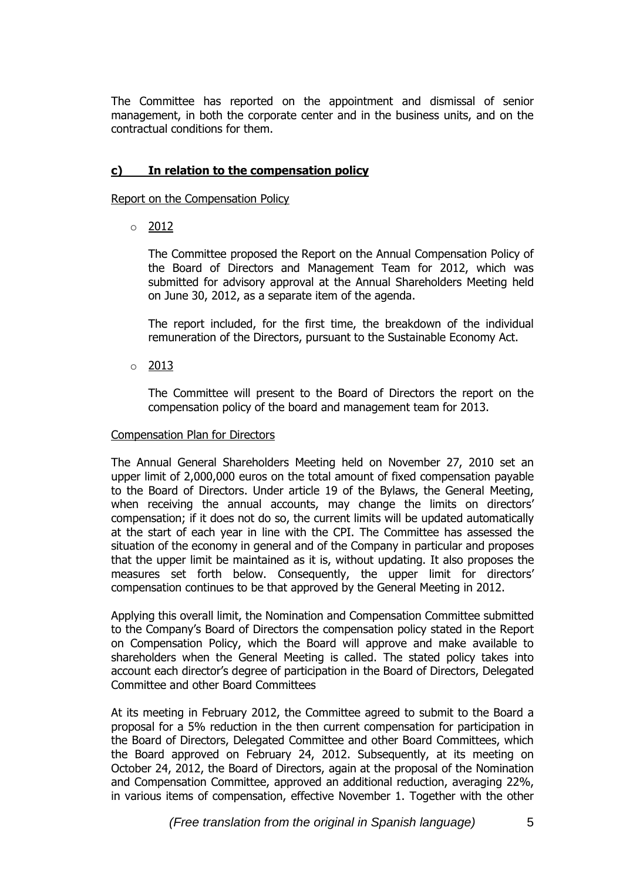The Committee has reported on the appointment and dismissal of senior management, in both the corporate center and in the business units, and on the contractual conditions for them.

**c) In relation to the compensation policy**

Report on the Compensation Policy

- 2012

  The Committee proposed the Report on the Annual Compensation Policy of the Board of Directors and Management Team for 2012, which was submitted for advisory approval at the Annual Shareholders Meeting held on June 30, 2012, as a separate item of the agenda.

  The report included, for the first time, the breakdown of the individual remuneration of the Directors, pursuant to the Sustainable Economy Act.

- 2013

  The Committee will present to the Board of Directors the report on the compensation policy of the board and management team for 2013.

Compensation Plan for Directors

The Annual General Shareholders Meeting held on November 27, 2010 set an upper limit of 2,000,000 euros on the total amount of fixed compensation payable to the Board of Directors. Under article 19 of the Bylaws, the General Meeting, when receiving the annual accounts, may change the limits on directors' compensation; if it does not do so, the current limits will be updated automatically at the start of each year in line with the CPI. The Committee has assessed the situation of the economy in general and of the Company in particular and proposes that the upper limit be maintained as it is, without updating. It also proposes the measures set forth below. Consequently, the upper limit for directors' compensation continues to be that approved by the General Meeting in 2012.

Applying this overall limit, the Nomination and Compensation Committee submitted to the Company's Board of Directors the compensation policy stated in the Report on Compensation Policy, which the Board will approve and make available to shareholders when the General Meeting is called. The stated policy takes into account each director's degree of participation in the Board of Directors, Delegated Committee and other Board Committees

At its meeting in February 2012, the Committee agreed to submit to the Board a proposal for a 5% reduction in the then current compensation for participation in the Board of Directors, Delegated Committee and other Board Committees, which the Board approved on February 24, 2012. Subsequently, at its meeting on October 24, 2012, the Board of Directors, again at the proposal of the Nomination and Compensation Committee, approved an additional reduction, averaging 22%, in various items of compensation, effective November 1. Together with the other

*(Free translation from the original in Spanish language)*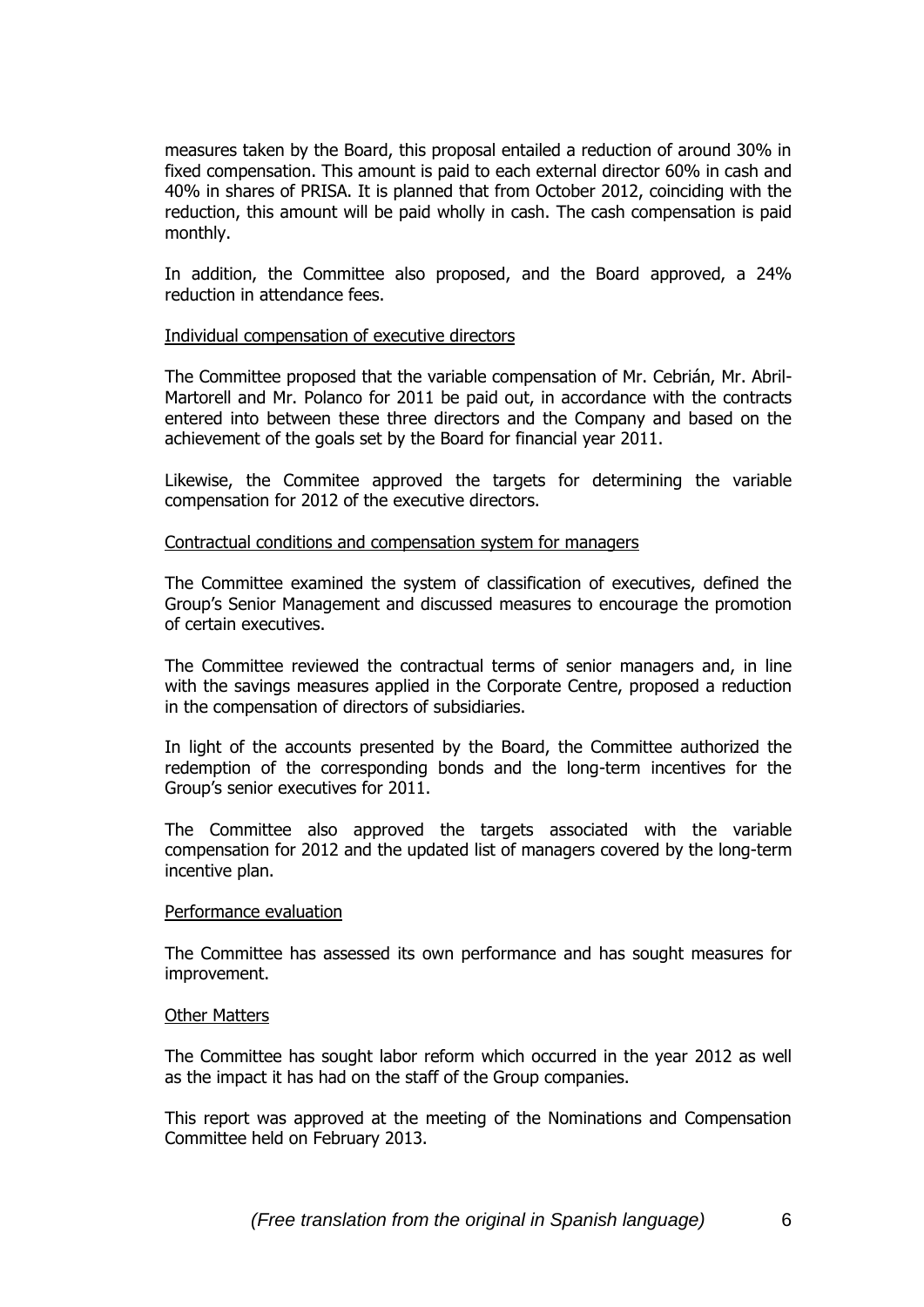measures taken by the Board, this proposal entailed a reduction of around 30% in fixed compensation. This amount is paid to each external director 60% in cash and 40% in shares of PRISA. It is planned that from October 2012, coinciding with the reduction, this amount will be paid wholly in cash. The cash compensation is paid monthly.

In addition, the Committee also proposed, and the Board approved, a 24% reduction in attendance fees.

Individual compensation of executive directors

The Committee proposed that the variable compensation of Mr. Cebrián, Mr. Abril-Martorell and Mr. Polanco for 2011 be paid out, in accordance with the contracts entered into between these three directors and the Company and based on the achievement of the goals set by the Board for financial year 2011.

Likewise, the Commitee approved the targets for determining the variable compensation for 2012 of the executive directors.

Contractual conditions and compensation system for managers

The Committee examined the system of classification of executives, defined the Group's Senior Management and discussed measures to encourage the promotion of certain executives.

The Committee reviewed the contractual terms of senior managers and, in line with the savings measures applied in the Corporate Centre, proposed a reduction in the compensation of directors of subsidiaries.

In light of the accounts presented by the Board, the Committee authorized the redemption of the corresponding bonds and the long-term incentives for the Group's senior executives for 2011.

The Committee also approved the targets associated with the variable compensation for 2012 and the updated list of managers covered by the long-term incentive plan.

Performance evaluation

The Committee has assessed its own performance and has sought measures for improvement.

Other Matters

The Committee has sought labor reform which occurred in the year 2012 as well as the impact it has had on the staff of the Group companies.

This report was approved at the meeting of the Nominations and Compensation Committee held on February 2013.

*(Free translation from the original in Spanish language)*